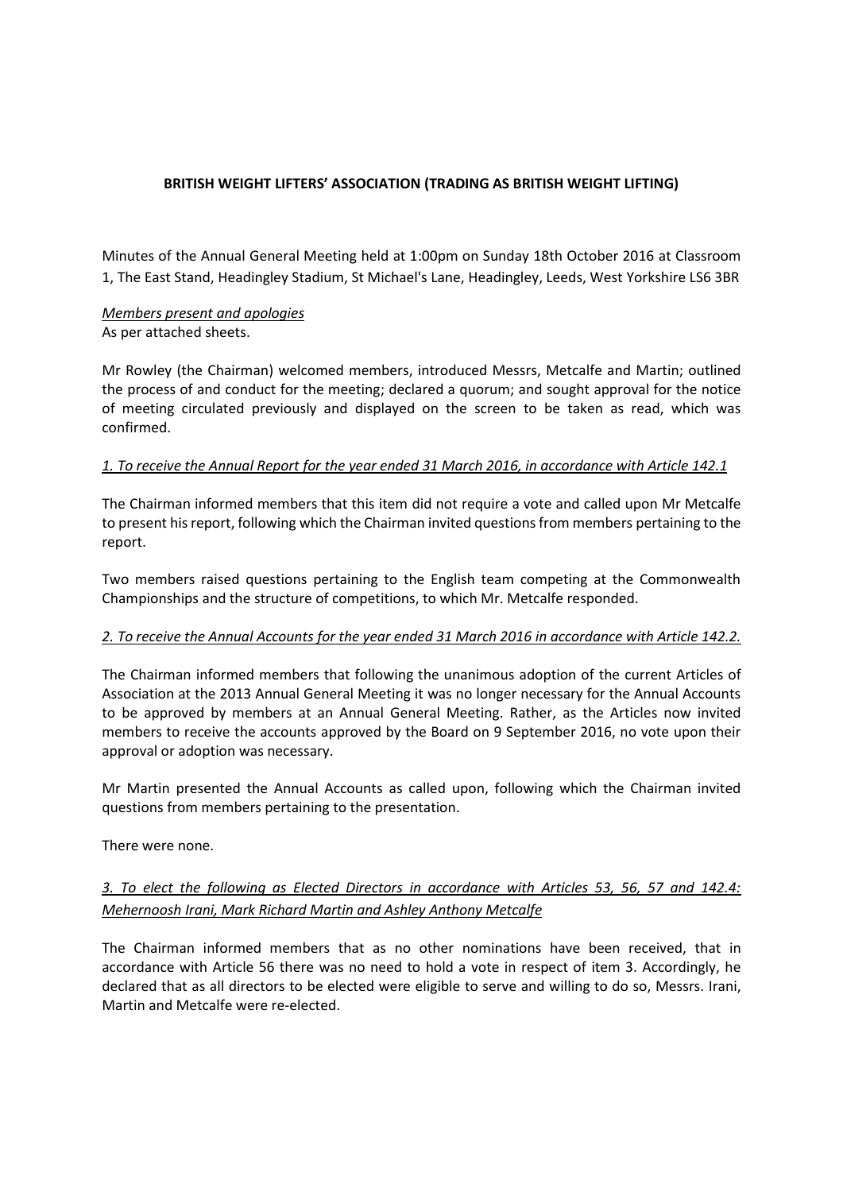**BRITISH WEIGHT LIFTERS' ASSOCIATION (TRADING AS BRITISH WEIGHT LIFTING)**

Minutes of the Annual General Meeting held at 1:00pm on Sunday 18th October 2016 at Classroom 1, The East Stand, Headingley Stadium, St Michael's Lane, Headingley, Leeds, West Yorkshire LS6 3BR

*Members present and apologies*
As per attached sheets.

Mr Rowley (the Chairman) welcomed members, introduced Messrs, Metcalfe and Martin; outlined the process of and conduct for the meeting; declared a quorum; and sought approval for the notice of meeting circulated previously and displayed on the screen to be taken as read, which was confirmed.

*1. To receive the Annual Report for the year ended 31 March 2016, in accordance with Article 142.1*

The Chairman informed members that this item did not require a vote and called upon Mr Metcalfe to present his report, following which the Chairman invited questions from members pertaining to the report.

Two members raised questions pertaining to the English team competing at the Commonwealth Championships and the structure of competitions, to which Mr. Metcalfe responded.

*2. To receive the Annual Accounts for the year ended 31 March 2016 in accordance with Article 142.2.*

The Chairman informed members that following the unanimous adoption of the current Articles of Association at the 2013 Annual General Meeting it was no longer necessary for the Annual Accounts to be approved by members at an Annual General Meeting. Rather, as the Articles now invited members to receive the accounts approved by the Board on 9 September 2016, no vote upon their approval or adoption was necessary.

Mr Martin presented the Annual Accounts as called upon, following which the Chairman invited questions from members pertaining to the presentation.

There were none.

*3. To elect the following as Elected Directors in accordance with Articles 53, 56, 57 and 142.4: Mehernoosh Irani, Mark Richard Martin and Ashley Anthony Metcalfe*

The Chairman informed members that as no other nominations have been received, that in accordance with Article 56 there was no need to hold a vote in respect of item 3. Accordingly, he declared that as all directors to be elected were eligible to serve and willing to do so, Messrs. Irani, Martin and Metcalfe were re-elected.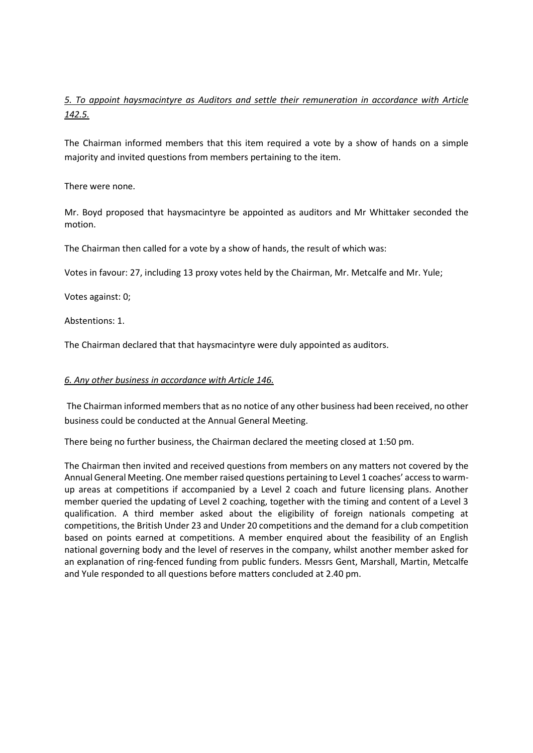*<u>5. To appoint haysmacintyre as Auditors and settle their remuneration in accordance with Article 142.5.</u>*

The Chairman informed members that this item required a vote by a show of hands on a simple majority and invited questions from members pertaining to the item.

There were none.

Mr. Boyd proposed that haysmacintyre be appointed as auditors and Mr Whittaker seconded the motion.

The Chairman then called for a vote by a show of hands, the result of which was:

Votes in favour: 27, including 13 proxy votes held by the Chairman, Mr. Metcalfe and Mr. Yule;

Votes against: 0;

Abstentions: 1.

The Chairman declared that that haysmacintyre were duly appointed as auditors.

*<u>6. Any other business in accordance with Article 146.</u>*

The Chairman informed members that as no notice of any other business had been received, no other business could be conducted at the Annual General Meeting.

There being no further business, the Chairman declared the meeting closed at 1:50 pm.

The Chairman then invited and received questions from members on any matters not covered by the Annual General Meeting. One member raised questions pertaining to Level 1 coaches' access to warm-up areas at competitions if accompanied by a Level 2 coach and future licensing plans. Another member queried the updating of Level 2 coaching, together with the timing and content of a Level 3 qualification. A third member asked about the eligibility of foreign nationals competing at competitions, the British Under 23 and Under 20 competitions and the demand for a club competition based on points earned at competitions. A member enquired about the feasibility of an English national governing body and the level of reserves in the company, whilst another member asked for an explanation of ring-fenced funding from public funders. Messrs Gent, Marshall, Martin, Metcalfe and Yule responded to all questions before matters concluded at 2.40 pm.